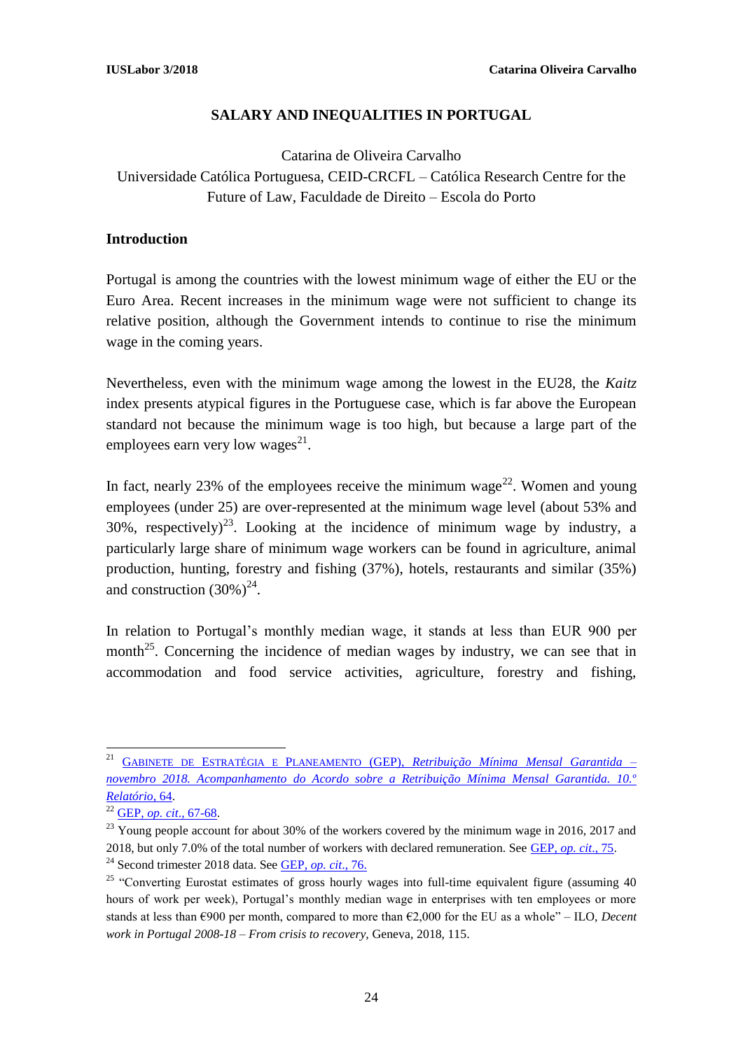# SALARY AND INEQUALITIES IN PORTUGAL

Catarina de Oliveira Carvalho
Universidade Católica Portuguesa, CEID-CRCFL – Católica Research Centre for the Future of Law, Faculdade de Direito – Escola do Porto

## Introduction

Portugal is among the countries with the lowest minimum wage of either the EU or the Euro Area. Recent increases in the minimum wage were not sufficient to change its relative position, although the Government intends to continue to rise the minimum wage in the coming years.

Nevertheless, even with the minimum wage among the lowest in the EU28, the *Kaitz* index presents atypical figures in the Portuguese case, which is far above the European standard not because the minimum wage is too high, but because a large part of the employees earn very low wages[21].

In fact, nearly 23% of the employees receive the minimum wage[22]. Women and young employees (under 25) are over-represented at the minimum wage level (about 53% and 30%, respectively)[23]. Looking at the incidence of minimum wage by industry, a particularly large share of minimum wage workers can be found in agriculture, animal production, hunting, forestry and fishing (37%), hotels, restaurants and similar (35%) and construction (30%)[24].

In relation to Portugal's monthly median wage, it stands at less than EUR 900 per month[25]. Concerning the incidence of median wages by industry, we can see that in accommodation and food service activities, agriculture, forestry and fishing,

---

[21] Gabinete de Estratégia e Planeamento (GEP), *Retribuição Mínima Mensal Garantida – novembro 2018. Acompanhamento do Acordo sobre a Retribuição Mínima Mensal Garantida. 10.º Relatório*, 64.

[22] GEP, *op. cit.*, 67-68.

[23] Young people account for about 30% of the workers covered by the minimum wage in 2016, 2017 and 2018, but only 7.0% of the total number of workers with declared remuneration. See GEP, *op. cit.*, 75.

[24] Second trimester 2018 data. See GEP, *op. cit.*, 76.

[25] "Converting Eurostat estimates of gross hourly wages into full-time equivalent figure (assuming 40 hours of work per week), Portugal's monthly median wage in enterprises with ten employees or more stands at less than €900 per month, compared to more than €2,000 for the EU as a whole" – ILO, *Decent work in Portugal 2008-18 – From crisis to recovery*, Geneva, 2018, 115.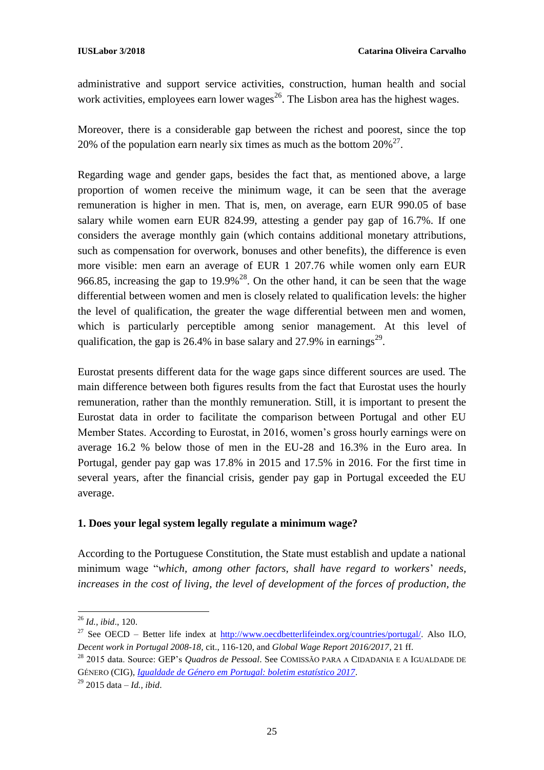administrative and support service activities, construction, human health and social work activities, employees earn lower wages[26]. The Lisbon area has the highest wages.

Moreover, there is a considerable gap between the richest and poorest, since the top 20% of the population earn nearly six times as much as the bottom 20%[27].

Regarding wage and gender gaps, besides the fact that, as mentioned above, a large proportion of women receive the minimum wage, it can be seen that the average remuneration is higher in men. That is, men, on average, earn EUR 990.05 of base salary while women earn EUR 824.99, attesting a gender pay gap of 16.7%. If one considers the average monthly gain (which contains additional monetary attributions, such as compensation for overwork, bonuses and other benefits), the difference is even more visible: men earn an average of EUR 1 207.76 while women only earn EUR 966.85, increasing the gap to 19.9%[28]. On the other hand, it can be seen that the wage differential between women and men is closely related to qualification levels: the higher the level of qualification, the greater the wage differential between men and women, which is particularly perceptible among senior management. At this level of qualification, the gap is 26.4% in base salary and 27.9% in earnings[29].

Eurostat presents different data for the wage gaps since different sources are used. The main difference between both figures results from the fact that Eurostat uses the hourly remuneration, rather than the monthly remuneration. Still, it is important to present the Eurostat data in order to facilitate the comparison between Portugal and other EU Member States. According to Eurostat, in 2016, women's gross hourly earnings were on average 16.2 % below those of men in the EU-28 and 16.3% in the Euro area. In Portugal, gender pay gap was 17.8% in 2015 and 17.5% in 2016. For the first time in several years, after the financial crisis, gender pay gap in Portugal exceeded the EU average.

**1. Does your legal system legally regulate a minimum wage?**

According to the Portuguese Constitution, the State must establish and update a national minimum wage "*which, among other factors, shall have regard to workers*' *needs, increases in the cost of living, the level of development of the forces of production, the*

---

[26] *Id., ibid*., 120.

[27] See OECD – Better life index at http://www.oecdbetterlifeindex.org/countries/portugal/. Also ILO, *Decent work in Portugal 2008-18*, cit., 116-120, and *Global Wage Report 2016/2017*, 21 ff.

[28] 2015 data. Source: GEP's *Quadros de Pessoal*. See COMISSÃO PARA A CIDADANIA E A IGUALDADE DE GÉNERO (CIG), *Igualdade de Género em Portugal: boletim estatístico 2017*.

[29] 2015 data – *Id., ibid*.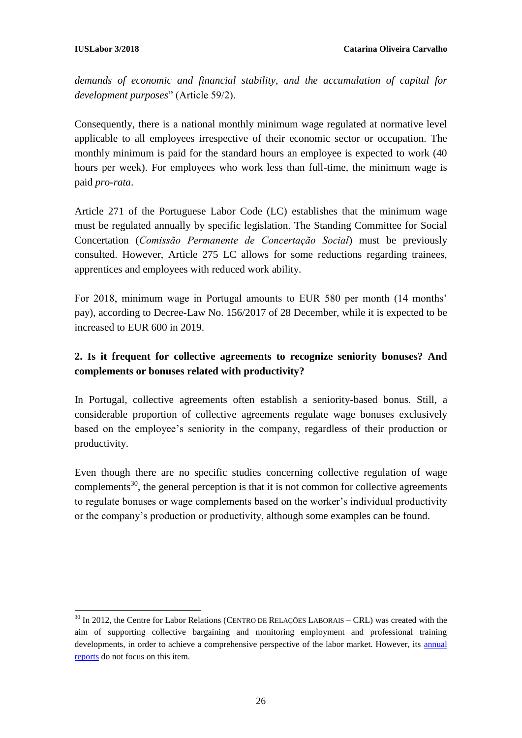*demands of economic and financial stability, and the accumulation of capital for development purposes*" (Article 59/2).

Consequently, there is a national monthly minimum wage regulated at normative level applicable to all employees irrespective of their economic sector or occupation. The monthly minimum is paid for the standard hours an employee is expected to work (40 hours per week). For employees who work less than full-time, the minimum wage is paid *pro-rata*.

Article 271 of the Portuguese Labor Code (LC) establishes that the minimum wage must be regulated annually by specific legislation. The Standing Committee for Social Concertation (*Comissão Permanente de Concertação Social*) must be previously consulted. However, Article 275 LC allows for some reductions regarding trainees, apprentices and employees with reduced work ability.

For 2018, minimum wage in Portugal amounts to EUR 580 per month (14 months' pay), according to Decree-Law No. 156/2017 of 28 December, while it is expected to be increased to EUR 600 in 2019.

## 2. Is it frequent for collective agreements to recognize seniority bonuses? And complements or bonuses related with productivity?

In Portugal, collective agreements often establish a seniority-based bonus. Still, a considerable proportion of collective agreements regulate wage bonuses exclusively based on the employee's seniority in the company, regardless of their production or productivity.

Even though there are no specific studies concerning collective regulation of wage complements[30], the general perception is that it is not common for collective agreements to regulate bonuses or wage complements based on the worker's individual productivity or the company's production or productivity, although some examples can be found.

---

[30] In 2012, the Centre for Labor Relations (CENTRO DE RELAÇÕES LABORAIS – CRL) was created with the aim of supporting collective bargaining and monitoring employment and professional training developments, in order to achieve a comprehensive perspective of the labor market. However, its annual reports do not focus on this item.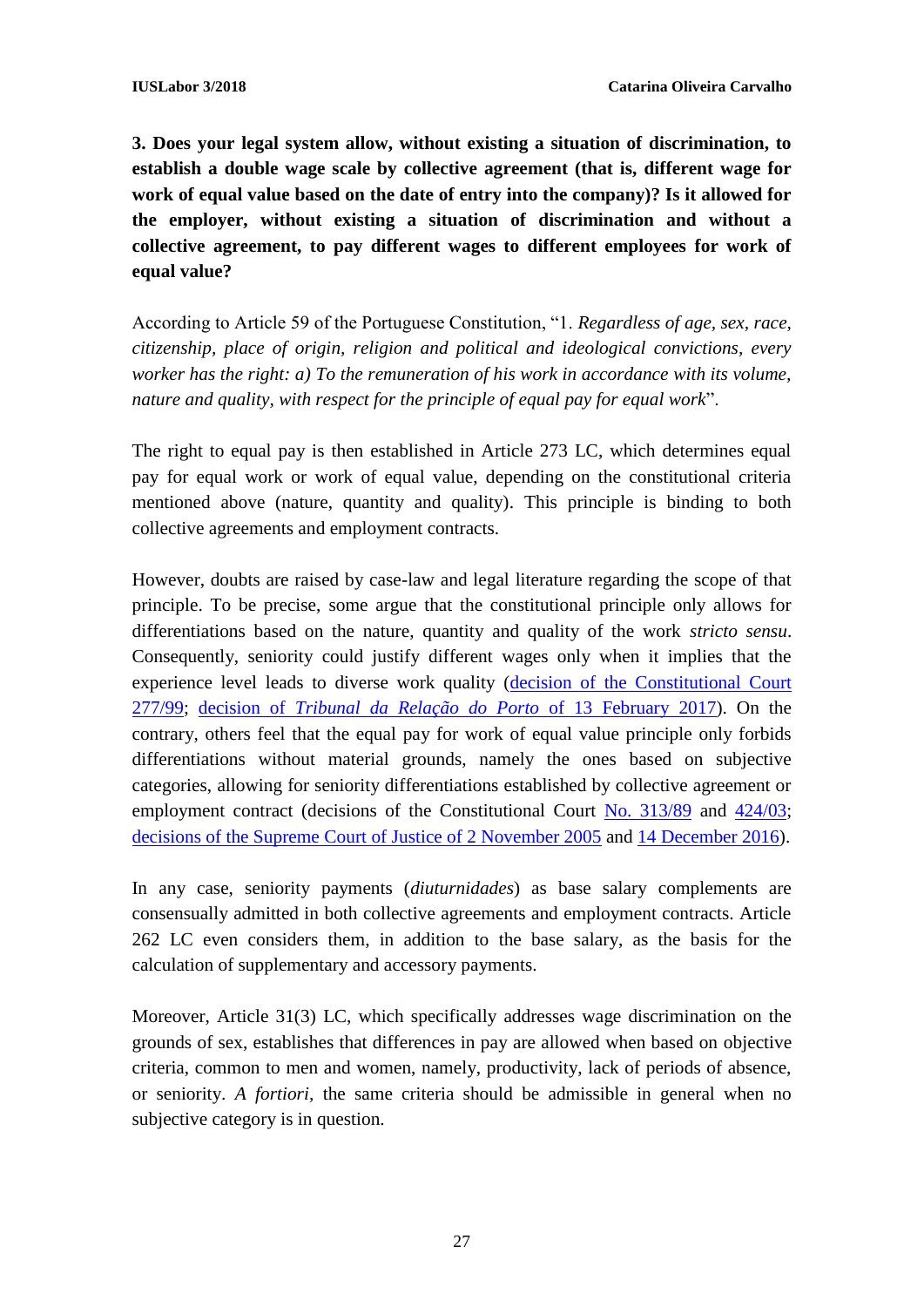**3. Does your legal system allow, without existing a situation of discrimination, to establish a double wage scale by collective agreement (that is, different wage for work of equal value based on the date of entry into the company)? Is it allowed for the employer, without existing a situation of discrimination and without a collective agreement, to pay different wages to different employees for work of equal value?**

According to Article 59 of the Portuguese Constitution, "1. *Regardless of age, sex, race, citizenship, place of origin, religion and political and ideological convictions, every worker has the right: a) To the remuneration of his work in accordance with its volume, nature and quality, with respect for the principle of equal pay for equal work*".

The right to equal pay is then established in Article 273 LC, which determines equal pay for equal work or work of equal value, depending on the constitutional criteria mentioned above (nature, quantity and quality). This principle is binding to both collective agreements and employment contracts.

However, doubts are raised by case-law and legal literature regarding the scope of that principle. To be precise, some argue that the constitutional principle only allows for differentiations based on the nature, quantity and quality of the work *stricto sensu*. Consequently, seniority could justify different wages only when it implies that the experience level leads to diverse work quality (decision of the Constitutional Court 277/99; decision of *Tribunal da Relação do Porto* of 13 February 2017). On the contrary, others feel that the equal pay for work of equal value principle only forbids differentiations without material grounds, namely the ones based on subjective categories, allowing for seniority differentiations established by collective agreement or employment contract (decisions of the Constitutional Court No. 313/89 and 424/03; decisions of the Supreme Court of Justice of 2 November 2005 and 14 December 2016).

In any case, seniority payments (*diuturnidades*) as base salary complements are consensually admitted in both collective agreements and employment contracts. Article 262 LC even considers them, in addition to the base salary, as the basis for the calculation of supplementary and accessory payments.

Moreover, Article 31(3) LC, which specifically addresses wage discrimination on the grounds of sex, establishes that differences in pay are allowed when based on objective criteria, common to men and women, namely, productivity, lack of periods of absence, or seniority. *A fortiori*, the same criteria should be admissible in general when no subjective category is in question.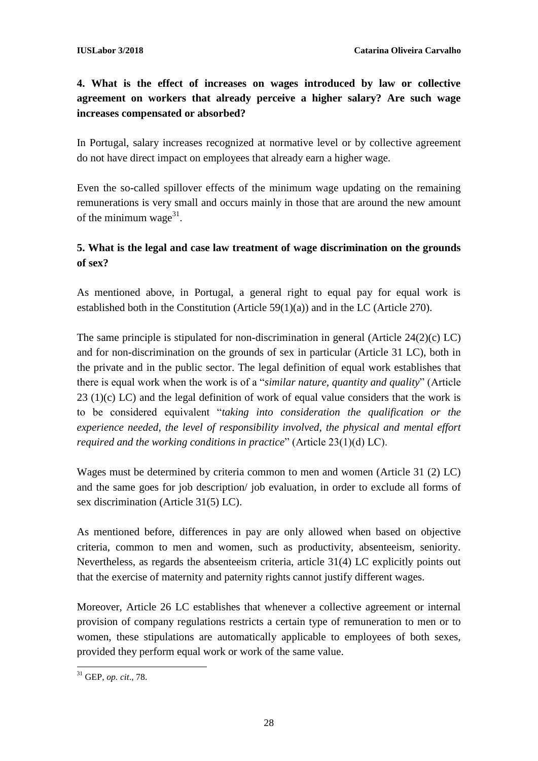### 4. What is the effect of increases on wages introduced by law or collective agreement on workers that already perceive a higher salary? Are such wage increases compensated or absorbed?

In Portugal, salary increases recognized at normative level or by collective agreement do not have direct impact on employees that already earn a higher wage.

Even the so-called spillover effects of the minimum wage updating on the remaining remunerations is very small and occurs mainly in those that are around the new amount of the minimum wage[31].

### 5. What is the legal and case law treatment of wage discrimination on the grounds of sex?

As mentioned above, in Portugal, a general right to equal pay for equal work is established both in the Constitution (Article 59(1)(a)) and in the LC (Article 270).

The same principle is stipulated for non-discrimination in general (Article 24(2)(c) LC) and for non-discrimination on the grounds of sex in particular (Article 31 LC), both in the private and in the public sector. The legal definition of equal work establishes that there is equal work when the work is of a "*similar nature, quantity and quality*" (Article 23 (1)(c) LC) and the legal definition of work of equal value considers that the work is to be considered equivalent "*taking into consideration the qualification or the experience needed, the level of responsibility involved, the physical and mental effort required and the working conditions in practice*" (Article 23(1)(d) LC).

Wages must be determined by criteria common to men and women (Article 31 (2) LC) and the same goes for job description/ job evaluation, in order to exclude all forms of sex discrimination (Article 31(5) LC).

As mentioned before, differences in pay are only allowed when based on objective criteria, common to men and women, such as productivity, absenteeism, seniority. Nevertheless, as regards the absenteeism criteria, article 31(4) LC explicitly points out that the exercise of maternity and paternity rights cannot justify different wages.

Moreover, Article 26 LC establishes that whenever a collective agreement or internal provision of company regulations restricts a certain type of remuneration to men or to women, these stipulations are automatically applicable to employees of both sexes, provided they perform equal work or work of the same value.

[31] GEP, *op. cit*., 78.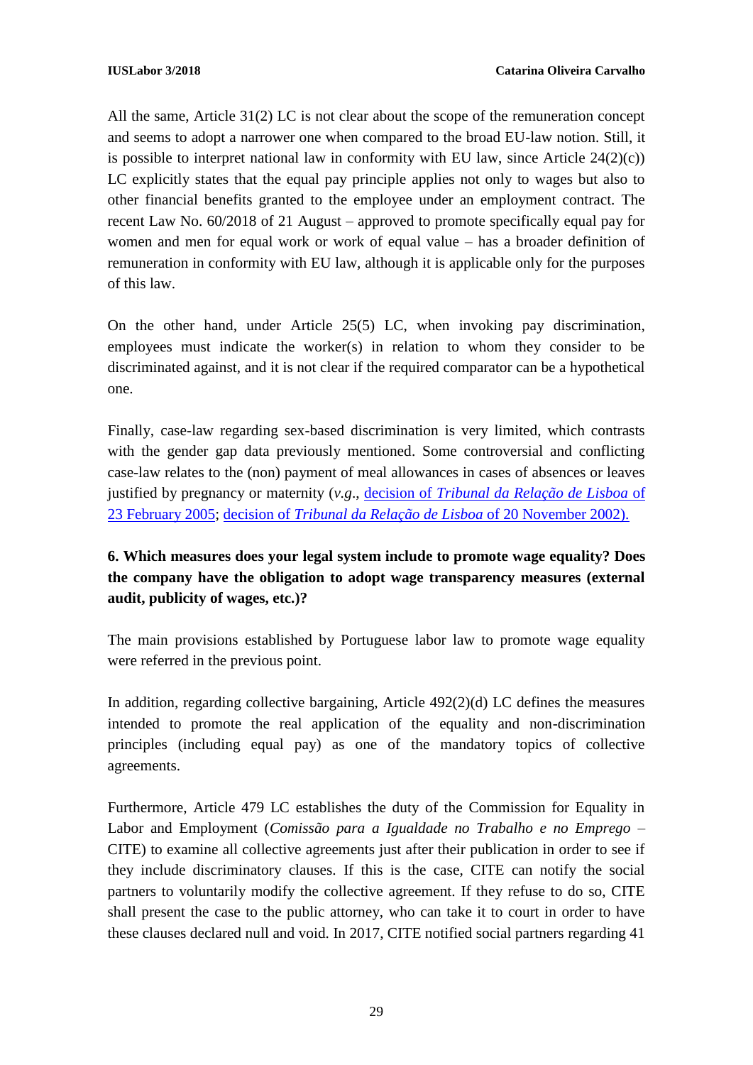All the same, Article 31(2) LC is not clear about the scope of the remuneration concept and seems to adopt a narrower one when compared to the broad EU-law notion. Still, it is possible to interpret national law in conformity with EU law, since Article 24(2)(c)) LC explicitly states that the equal pay principle applies not only to wages but also to other financial benefits granted to the employee under an employment contract. The recent Law No. 60/2018 of 21 August – approved to promote specifically equal pay for women and men for equal work or work of equal value – has a broader definition of remuneration in conformity with EU law, although it is applicable only for the purposes of this law.

On the other hand, under Article 25(5) LC, when invoking pay discrimination, employees must indicate the worker(s) in relation to whom they consider to be discriminated against, and it is not clear if the required comparator can be a hypothetical one.

Finally, case-law regarding sex-based discrimination is very limited, which contrasts with the gender gap data previously mentioned. Some controversial and conflicting case-law relates to the (non) payment of meal allowances in cases of absences or leaves justified by pregnancy or maternity (*v.g.*, decision of *Tribunal da Relação de Lisboa* of 23 February 2005; decision of *Tribunal da Relação de Lisboa* of 20 November 2002).

### 6. Which measures does your legal system include to promote wage equality? Does the company have the obligation to adopt wage transparency measures (external audit, publicity of wages, etc.)?

The main provisions established by Portuguese labor law to promote wage equality were referred in the previous point.

In addition, regarding collective bargaining, Article 492(2)(d) LC defines the measures intended to promote the real application of the equality and non-discrimination principles (including equal pay) as one of the mandatory topics of collective agreements.

Furthermore, Article 479 LC establishes the duty of the Commission for Equality in Labor and Employment (*Comissão para a Igualdade no Trabalho e no Emprego* – CITE) to examine all collective agreements just after their publication in order to see if they include discriminatory clauses. If this is the case, CITE can notify the social partners to voluntarily modify the collective agreement. If they refuse to do so, CITE shall present the case to the public attorney, who can take it to court in order to have these clauses declared null and void. In 2017, CITE notified social partners regarding 41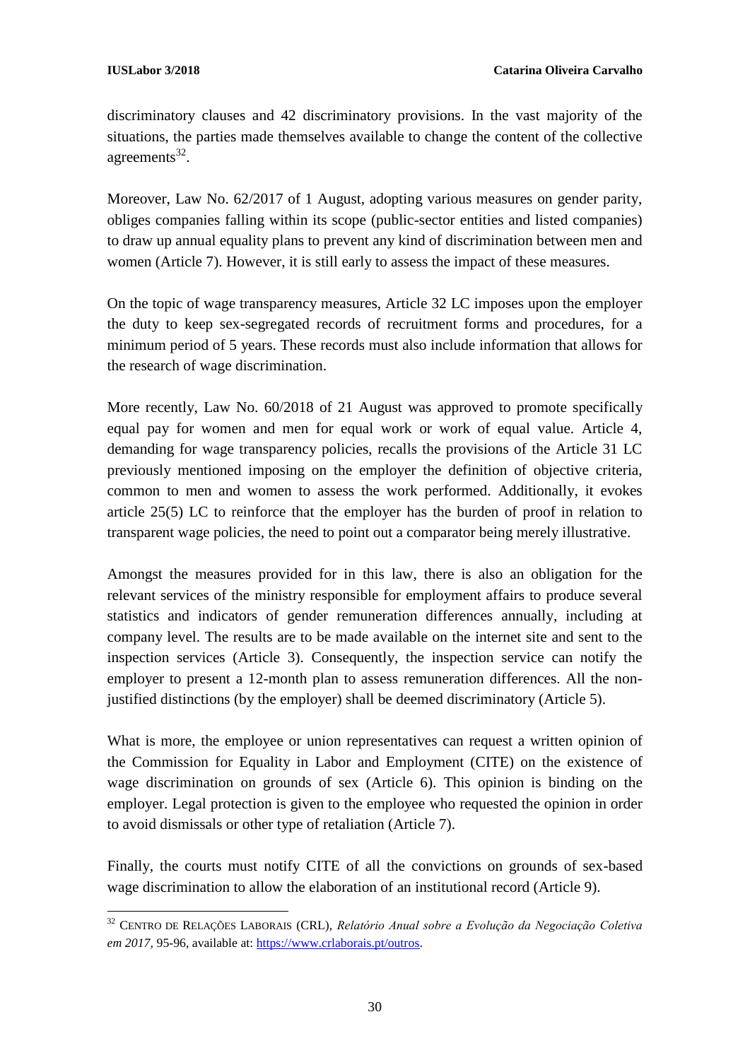discriminatory clauses and 42 discriminatory provisions. In the vast majority of the situations, the parties made themselves available to change the content of the collective agreements[32].

Moreover, Law No. 62/2017 of 1 August, adopting various measures on gender parity, obliges companies falling within its scope (public-sector entities and listed companies) to draw up annual equality plans to prevent any kind of discrimination between men and women (Article 7). However, it is still early to assess the impact of these measures.

On the topic of wage transparency measures, Article 32 LC imposes upon the employer the duty to keep sex-segregated records of recruitment forms and procedures, for a minimum period of 5 years. These records must also include information that allows for the research of wage discrimination.

More recently, Law No. 60/2018 of 21 August was approved to promote specifically equal pay for women and men for equal work or work of equal value. Article 4, demanding for wage transparency policies, recalls the provisions of the Article 31 LC previously mentioned imposing on the employer the definition of objective criteria, common to men and women to assess the work performed. Additionally, it evokes article 25(5) LC to reinforce that the employer has the burden of proof in relation to transparent wage policies, the need to point out a comparator being merely illustrative.

Amongst the measures provided for in this law, there is also an obligation for the relevant services of the ministry responsible for employment affairs to produce several statistics and indicators of gender remuneration differences annually, including at company level. The results are to be made available on the internet site and sent to the inspection services (Article 3). Consequently, the inspection service can notify the employer to present a 12-month plan to assess remuneration differences. All the non-justified distinctions (by the employer) shall be deemed discriminatory (Article 5).

What is more, the employee or union representatives can request a written opinion of the Commission for Equality in Labor and Employment (CITE) on the existence of wage discrimination on grounds of sex (Article 6). This opinion is binding on the employer. Legal protection is given to the employee who requested the opinion in order to avoid dismissals or other type of retaliation (Article 7).

Finally, the courts must notify CITE of all the convictions on grounds of sex-based wage discrimination to allow the elaboration of an institutional record (Article 9).

---

[32] Centro de Relações Laborais (CRL), *Relatório Anual sobre a Evolução da Negociação Coletiva em 2017*, 95-96, available at: https://www.crlaborais.pt/outros.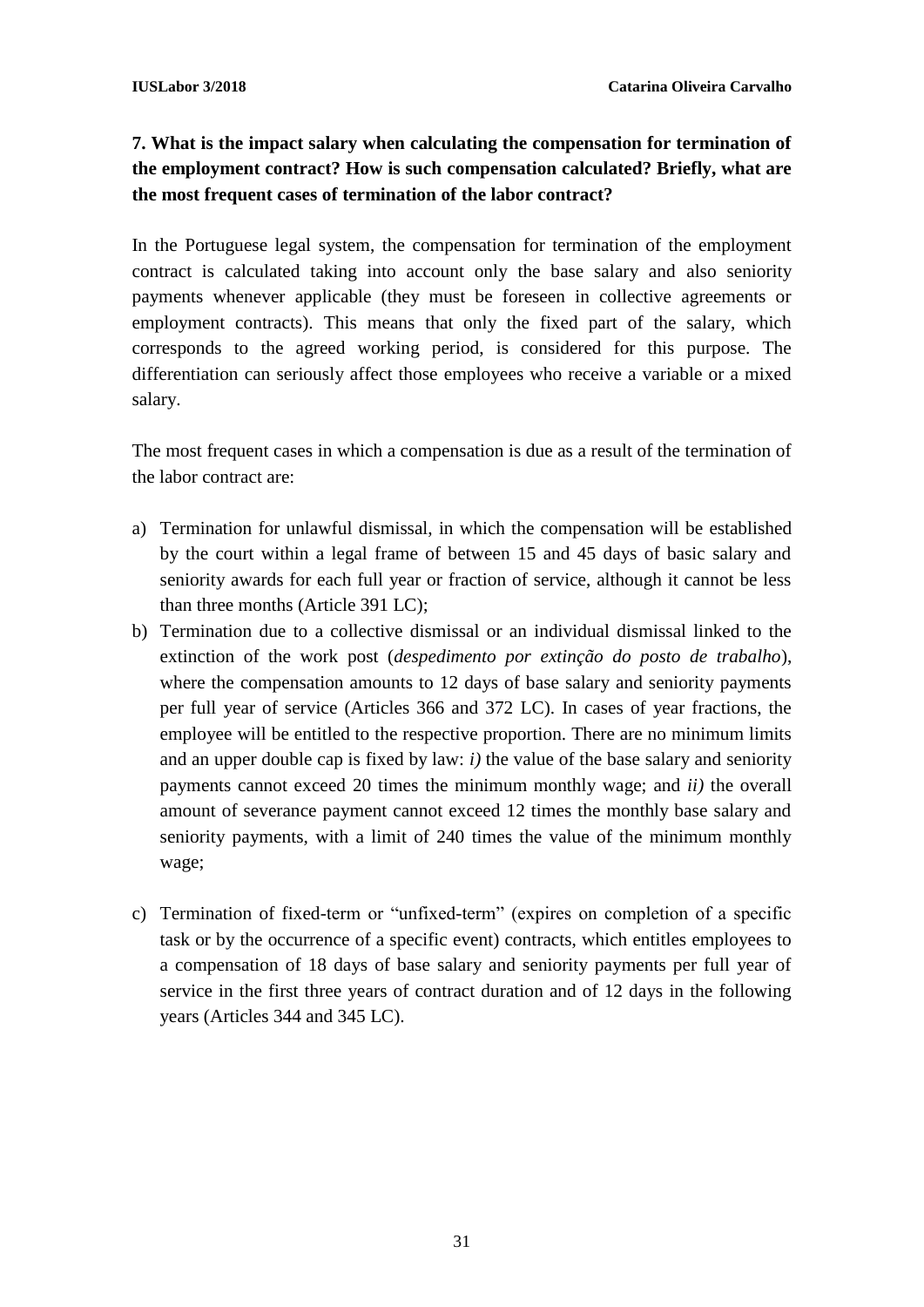### 7. What is the impact salary when calculating the compensation for termination of the employment contract? How is such compensation calculated? Briefly, what are the most frequent cases of termination of the labor contract?

In the Portuguese legal system, the compensation for termination of the employment contract is calculated taking into account only the base salary and also seniority payments whenever applicable (they must be foreseen in collective agreements or employment contracts). This means that only the fixed part of the salary, which corresponds to the agreed working period, is considered for this purpose. The differentiation can seriously affect those employees who receive a variable or a mixed salary.

The most frequent cases in which a compensation is due as a result of the termination of the labor contract are:

a) Termination for unlawful dismissal, in which the compensation will be established by the court within a legal frame of between 15 and 45 days of basic salary and seniority awards for each full year or fraction of service, although it cannot be less than three months (Article 391 LC);
b) Termination due to a collective dismissal or an individual dismissal linked to the extinction of the work post (*despedimento por extinção do posto de trabalho*), where the compensation amounts to 12 days of base salary and seniority payments per full year of service (Articles 366 and 372 LC). In cases of year fractions, the employee will be entitled to the respective proportion. There are no minimum limits and an upper double cap is fixed by law: *i)* the value of the base salary and seniority payments cannot exceed 20 times the minimum monthly wage; and *ii)* the overall amount of severance payment cannot exceed 12 times the monthly base salary and seniority payments, with a limit of 240 times the value of the minimum monthly wage;
c) Termination of fixed-term or "unfixed-term" (expires on completion of a specific task or by the occurrence of a specific event) contracts, which entitles employees to a compensation of 18 days of base salary and seniority payments per full year of service in the first three years of contract duration and of 12 days in the following years (Articles 344 and 345 LC).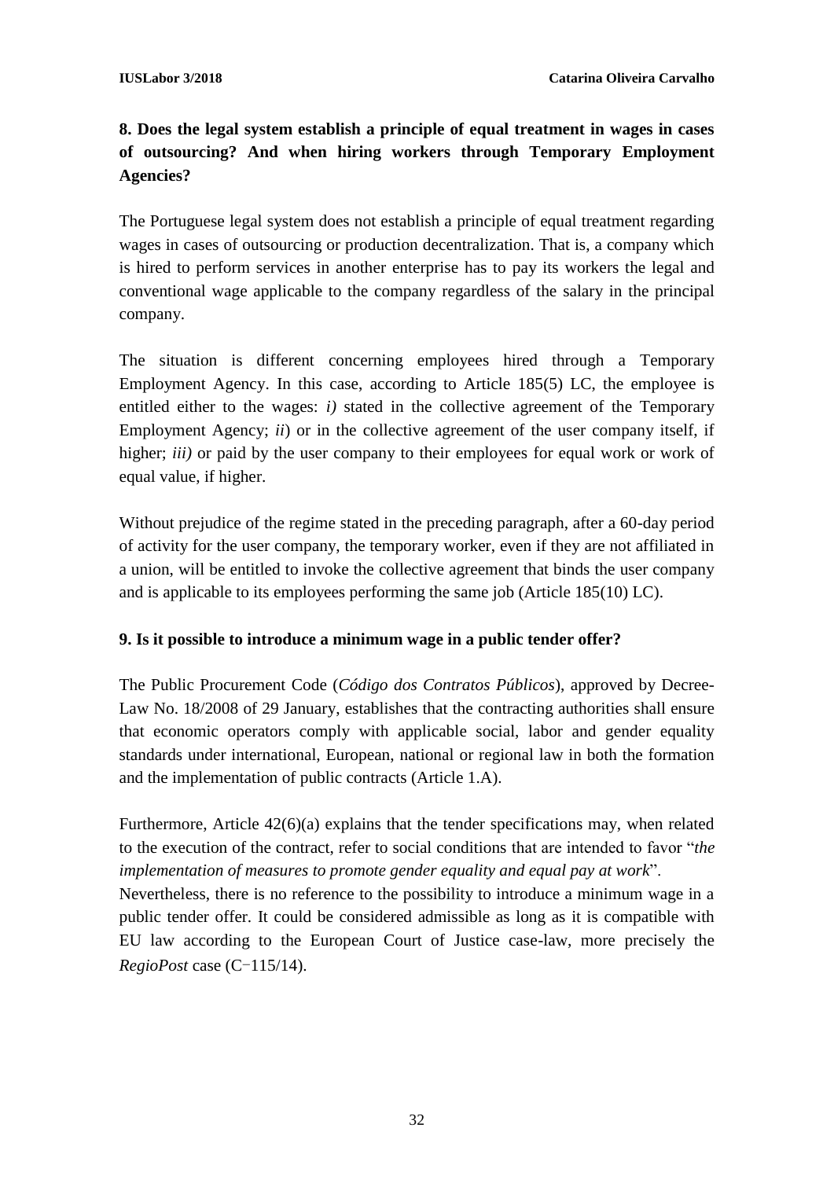**8. Does the legal system establish a principle of equal treatment in wages in cases of outsourcing? And when hiring workers through Temporary Employment Agencies?**

The Portuguese legal system does not establish a principle of equal treatment regarding wages in cases of outsourcing or production decentralization. That is, a company which is hired to perform services in another enterprise has to pay its workers the legal and conventional wage applicable to the company regardless of the salary in the principal company.

The situation is different concerning employees hired through a Temporary Employment Agency. In this case, according to Article 185(5) LC, the employee is entitled either to the wages: *i)* stated in the collective agreement of the Temporary Employment Agency; *ii*) or in the collective agreement of the user company itself, if higher; *iii)* or paid by the user company to their employees for equal work or work of equal value, if higher.

Without prejudice of the regime stated in the preceding paragraph, after a 60-day period of activity for the user company, the temporary worker, even if they are not affiliated in a union, will be entitled to invoke the collective agreement that binds the user company and is applicable to its employees performing the same job (Article 185(10) LC).

**9. Is it possible to introduce a minimum wage in a public tender offer?**

The Public Procurement Code (*Código dos Contratos Públicos*), approved by Decree-Law No. 18/2008 of 29 January, establishes that the contracting authorities shall ensure that economic operators comply with applicable social, labor and gender equality standards under international, European, national or regional law in both the formation and the implementation of public contracts (Article 1.A).

Furthermore, Article 42(6)(a) explains that the tender specifications may, when related to the execution of the contract, refer to social conditions that are intended to favor "*the implementation of measures to promote gender equality and equal pay at work*".
Nevertheless, there is no reference to the possibility to introduce a minimum wage in a public tender offer. It could be considered admissible as long as it is compatible with EU law according to the European Court of Justice case-law, more precisely the *RegioPost* case (C‑115/14).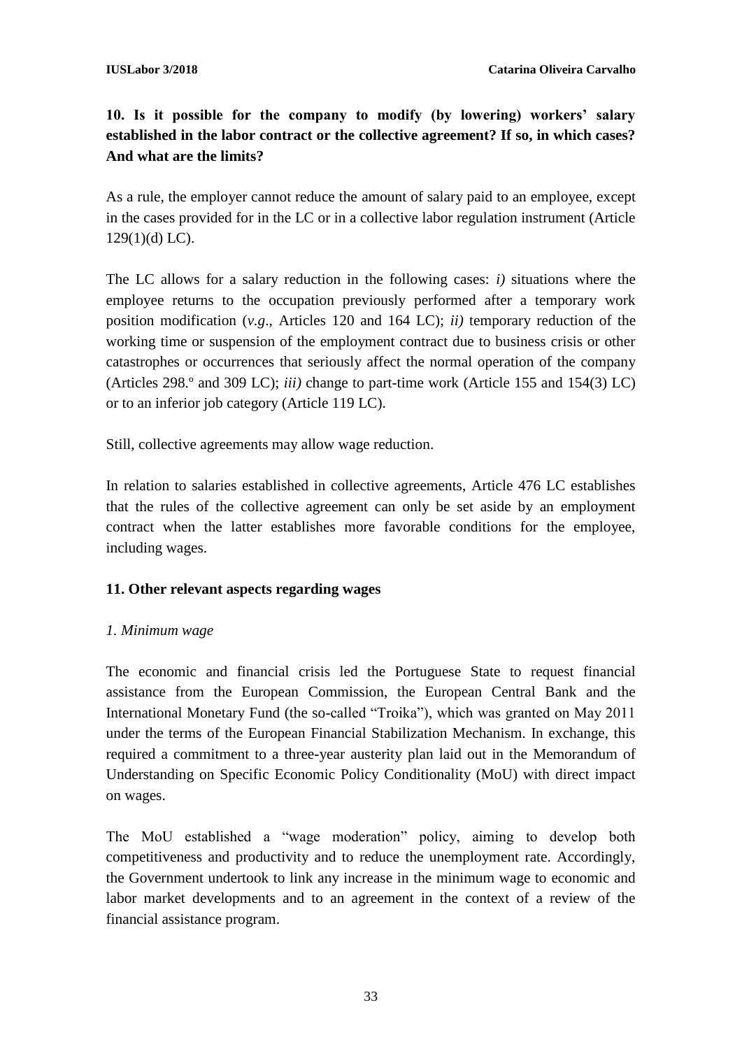**10. Is it possible for the company to modify (by lowering) workers' salary established in the labor contract or the collective agreement? If so, in which cases? And what are the limits?**

As a rule, the employer cannot reduce the amount of salary paid to an employee, except in the cases provided for in the LC or in a collective labor regulation instrument (Article 129(1)(d) LC).

The LC allows for a salary reduction in the following cases: *i)* situations where the employee returns to the occupation previously performed after a temporary work position modification (*v.g*., Articles 120 and 164 LC); *ii)* temporary reduction of the working time or suspension of the employment contract due to business crisis or other catastrophes or occurrences that seriously affect the normal operation of the company (Articles 298.º and 309 LC); *iii)* change to part-time work (Article 155 and 154(3) LC) or to an inferior job category (Article 119 LC).

Still, collective agreements may allow wage reduction.

In relation to salaries established in collective agreements, Article 476 LC establishes that the rules of the collective agreement can only be set aside by an employment contract when the latter establishes more favorable conditions for the employee, including wages.

## 11. Other relevant aspects regarding wages

### *1. Minimum wage*

The economic and financial crisis led the Portuguese State to request financial assistance from the European Commission, the European Central Bank and the International Monetary Fund (the so-called "Troika"), which was granted on May 2011 under the terms of the European Financial Stabilization Mechanism. In exchange, this required a commitment to a three-year austerity plan laid out in the Memorandum of Understanding on Specific Economic Policy Conditionality (MoU) with direct impact on wages.

The MoU established a "wage moderation" policy, aiming to develop both competitiveness and productivity and to reduce the unemployment rate. Accordingly, the Government undertook to link any increase in the minimum wage to economic and labor market developments and to an agreement in the context of a review of the financial assistance program.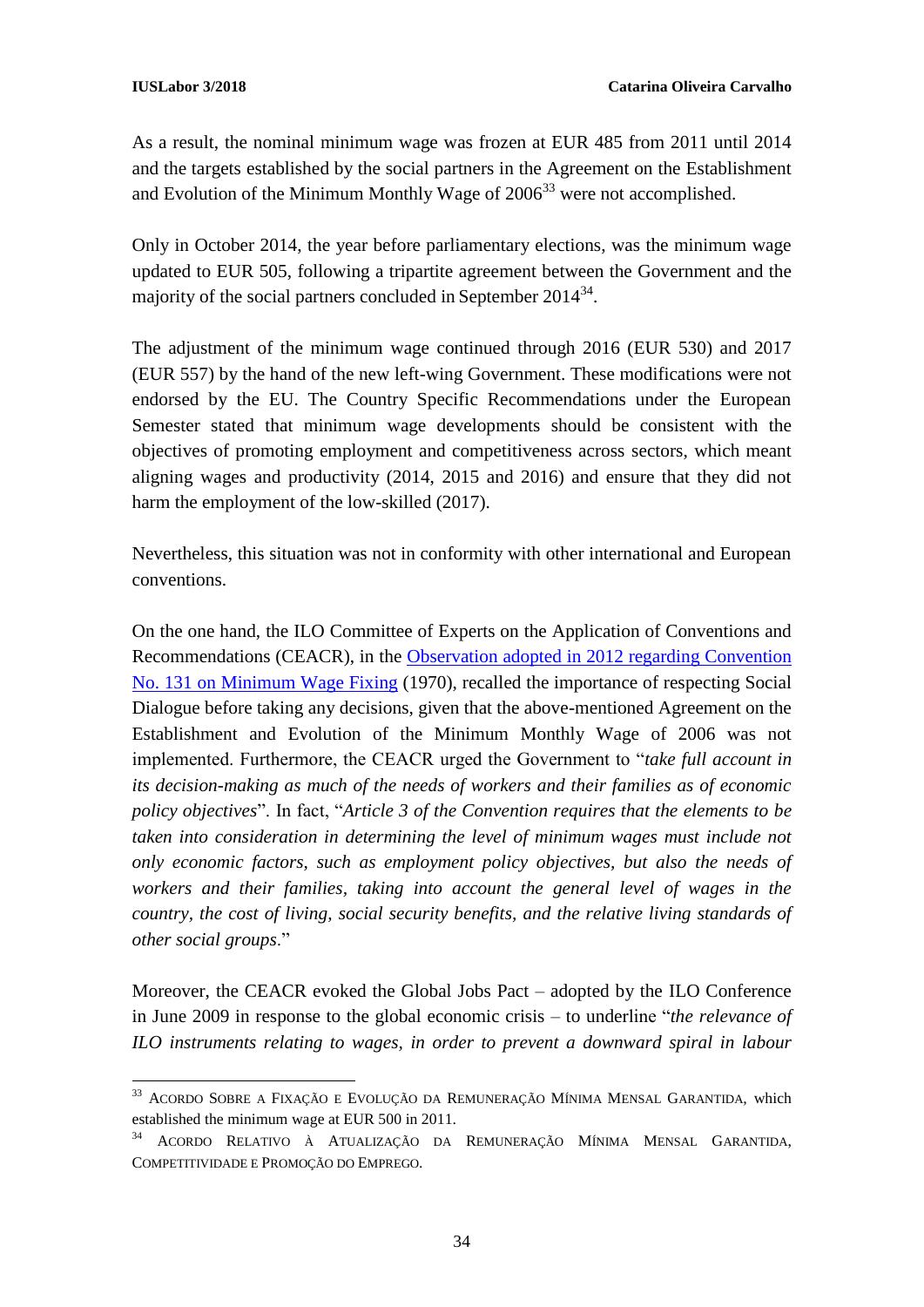As a result, the nominal minimum wage was frozen at EUR 485 from 2011 until 2014 and the targets established by the social partners in the Agreement on the Establishment and Evolution of the Minimum Monthly Wage of 2006[33] were not accomplished.

Only in October 2014, the year before parliamentary elections, was the minimum wage updated to EUR 505, following a tripartite agreement between the Government and the majority of the social partners concluded in September 2014[34].

The adjustment of the minimum wage continued through 2016 (EUR 530) and 2017 (EUR 557) by the hand of the new left-wing Government. These modifications were not endorsed by the EU. The Country Specific Recommendations under the European Semester stated that minimum wage developments should be consistent with the objectives of promoting employment and competitiveness across sectors, which meant aligning wages and productivity (2014, 2015 and 2016) and ensure that they did not harm the employment of the low-skilled (2017).

Nevertheless, this situation was not in conformity with other international and European conventions.

On the one hand, the ILO Committee of Experts on the Application of Conventions and Recommendations (CEACR), in the Observation adopted in 2012 regarding Convention No. 131 on Minimum Wage Fixing (1970), recalled the importance of respecting Social Dialogue before taking any decisions, given that the above-mentioned Agreement on the Establishment and Evolution of the Minimum Monthly Wage of 2006 was not implemented. Furthermore, the CEACR urged the Government to "*take full account in its decision-making as much of the needs of workers and their families as of economic policy objectives*". In fact, "*Article 3 of the Convention requires that the elements to be taken into consideration in determining the level of minimum wages must include not only economic factors, such as employment policy objectives, but also the needs of workers and their families, taking into account the general level of wages in the country, the cost of living, social security benefits, and the relative living standards of other social groups*."

Moreover, the CEACR evoked the Global Jobs Pact – adopted by the ILO Conference in June 2009 in response to the global economic crisis – to underline "*the relevance of ILO instruments relating to wages, in order to prevent a downward spiral in labour*

---

[33] ACORDO SOBRE A FIXAÇÃO E EVOLUÇÃO DA REMUNERAÇÃO MÍNIMA MENSAL GARANTIDA, which established the minimum wage at EUR 500 in 2011.

[34] ACORDO RELATIVO À ATUALIZAÇÃO DA REMUNERAÇÃO MÍNIMA MENSAL GARANTIDA, COMPETITIVIDADE E PROMOÇÃO DO EMPREGO.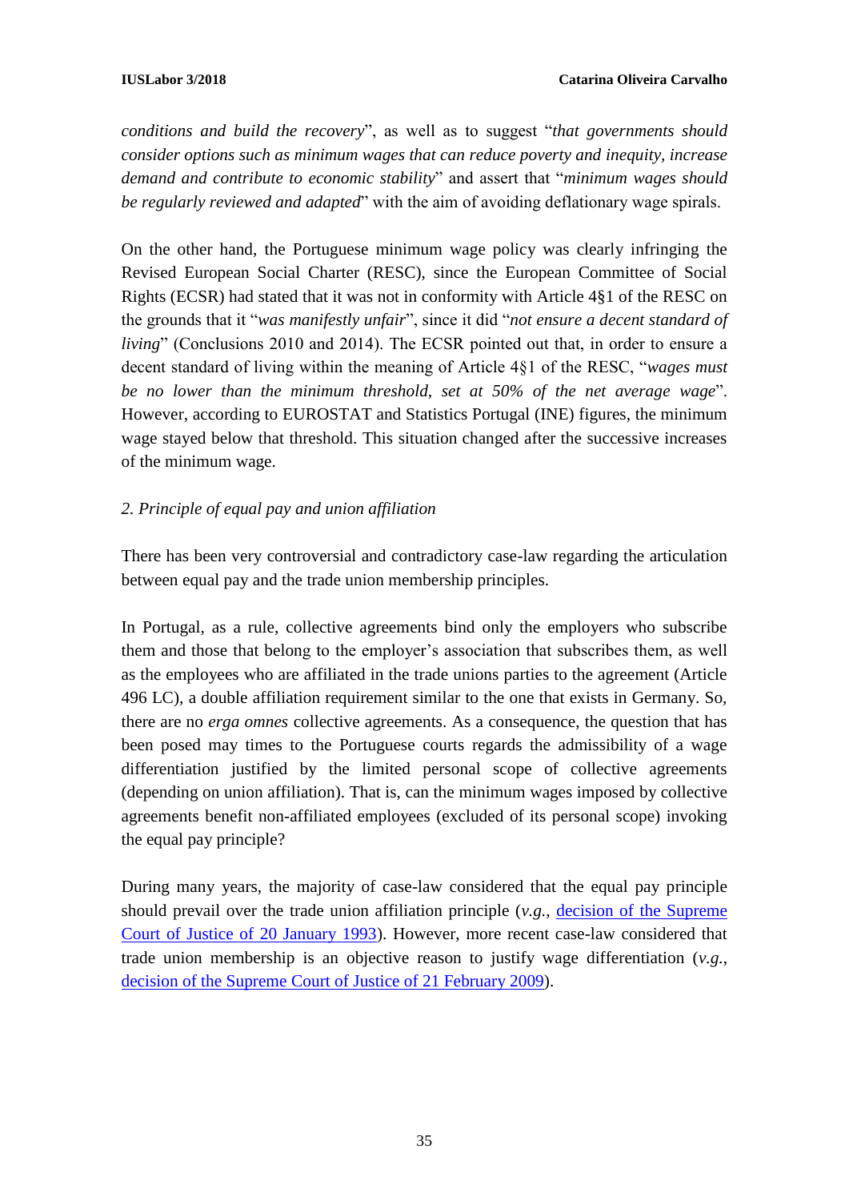*conditions and build the recovery*", as well as to suggest "*that governments should consider options such as minimum wages that can reduce poverty and inequity, increase demand and contribute to economic stability*" and assert that "*minimum wages should be regularly reviewed and adapted*" with the aim of avoiding deflationary wage spirals.

On the other hand, the Portuguese minimum wage policy was clearly infringing the Revised European Social Charter (RESC), since the European Committee of Social Rights (ECSR) had stated that it was not in conformity with Article 4§1 of the RESC on the grounds that it "*was manifestly unfair*", since it did "*not ensure a decent standard of living*" (Conclusions 2010 and 2014). The ECSR pointed out that, in order to ensure a decent standard of living within the meaning of Article 4§1 of the RESC, "*wages must be no lower than the minimum threshold, set at 50% of the net average wage*". However, according to EUROSTAT and Statistics Portugal (INE) figures, the minimum wage stayed below that threshold. This situation changed after the successive increases of the minimum wage.

### *2. Principle of equal pay and union affiliation*

There has been very controversial and contradictory case-law regarding the articulation between equal pay and the trade union membership principles.

In Portugal, as a rule, collective agreements bind only the employers who subscribe them and those that belong to the employer's association that subscribes them, as well as the employees who are affiliated in the trade unions parties to the agreement (Article 496 LC), a double affiliation requirement similar to the one that exists in Germany. So, there are no *erga omnes* collective agreements. As a consequence, the question that has been posed may times to the Portuguese courts regards the admissibility of a wage differentiation justified by the limited personal scope of collective agreements (depending on union affiliation). That is, can the minimum wages imposed by collective agreements benefit non-affiliated employees (excluded of its personal scope) invoking the equal pay principle?

During many years, the majority of case-law considered that the equal pay principle should prevail over the trade union affiliation principle (*v.g.*, decision of the Supreme Court of Justice of 20 January 1993). However, more recent case-law considered that trade union membership is an objective reason to justify wage differentiation (*v.g.*, decision of the Supreme Court of Justice of 21 February 2009).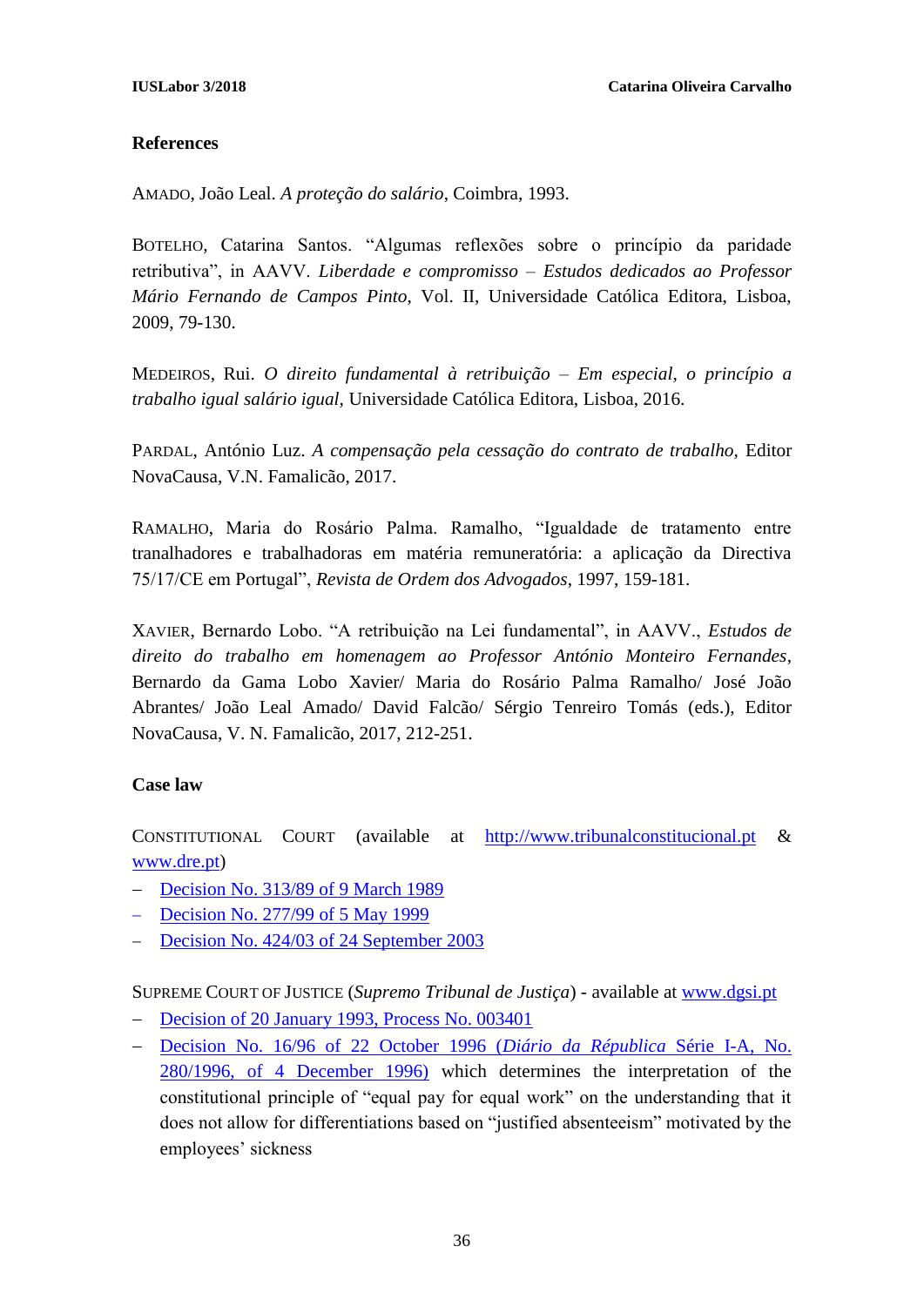### References

AMADO, João Leal. *A proteção do salário*, Coimbra, 1993.

BOTELHO, Catarina Santos. "Algumas reflexões sobre o princípio da paridade retributiva", in AAVV. *Liberdade e compromisso – Estudos dedicados ao Professor Mário Fernando de Campos Pinto*, Vol. II, Universidade Católica Editora, Lisboa, 2009, 79-130.

MEDEIROS, Rui. *O direito fundamental à retribuição – Em especial, o princípio a trabalho igual salário igual*, Universidade Católica Editora, Lisboa, 2016.

PARDAL, António Luz. *A compensação pela cessação do contrato de trabalho*, Editor NovaCausa, V.N. Famalicão, 2017.

RAMALHO, Maria do Rosário Palma. Ramalho, "Igualdade de tratamento entre tranalhadores e trabalhadoras em matéria remuneratória: a aplicação da Directiva 75/17/CE em Portugal", *Revista de Ordem dos Advogados*, 1997, 159-181.

XAVIER, Bernardo Lobo. "A retribuição na Lei fundamental", in AAVV., *Estudos de direito do trabalho em homenagem ao Professor António Monteiro Fernandes*, Bernardo da Gama Lobo Xavier/ Maria do Rosário Palma Ramalho/ José João Abrantes/ João Leal Amado/ David Falcão/ Sérgio Tenreiro Tomás (eds.), Editor NovaCausa, V. N. Famalicão, 2017, 212-251.

### Case law

CONSTITUTIONAL COURT (available at http://www.tribunalconstitucional.pt & www.dre.pt)

- Decision No. 313/89 of 9 March 1989
- Decision No. 277/99 of 5 May 1999
- Decision No. 424/03 of 24 September 2003

SUPREME COURT OF JUSTICE (*Supremo Tribunal de Justiça*) - available at www.dgsi.pt

- Decision of 20 January 1993, Process No. 003401
- Decision No. 16/96 of 22 October 1996 (*Diário da República* Série I-A, No. 280/1996, of 4 December 1996) which determines the interpretation of the constitutional principle of "equal pay for equal work" on the understanding that it does not allow for differentiations based on "justified absenteeism" motivated by the employees' sickness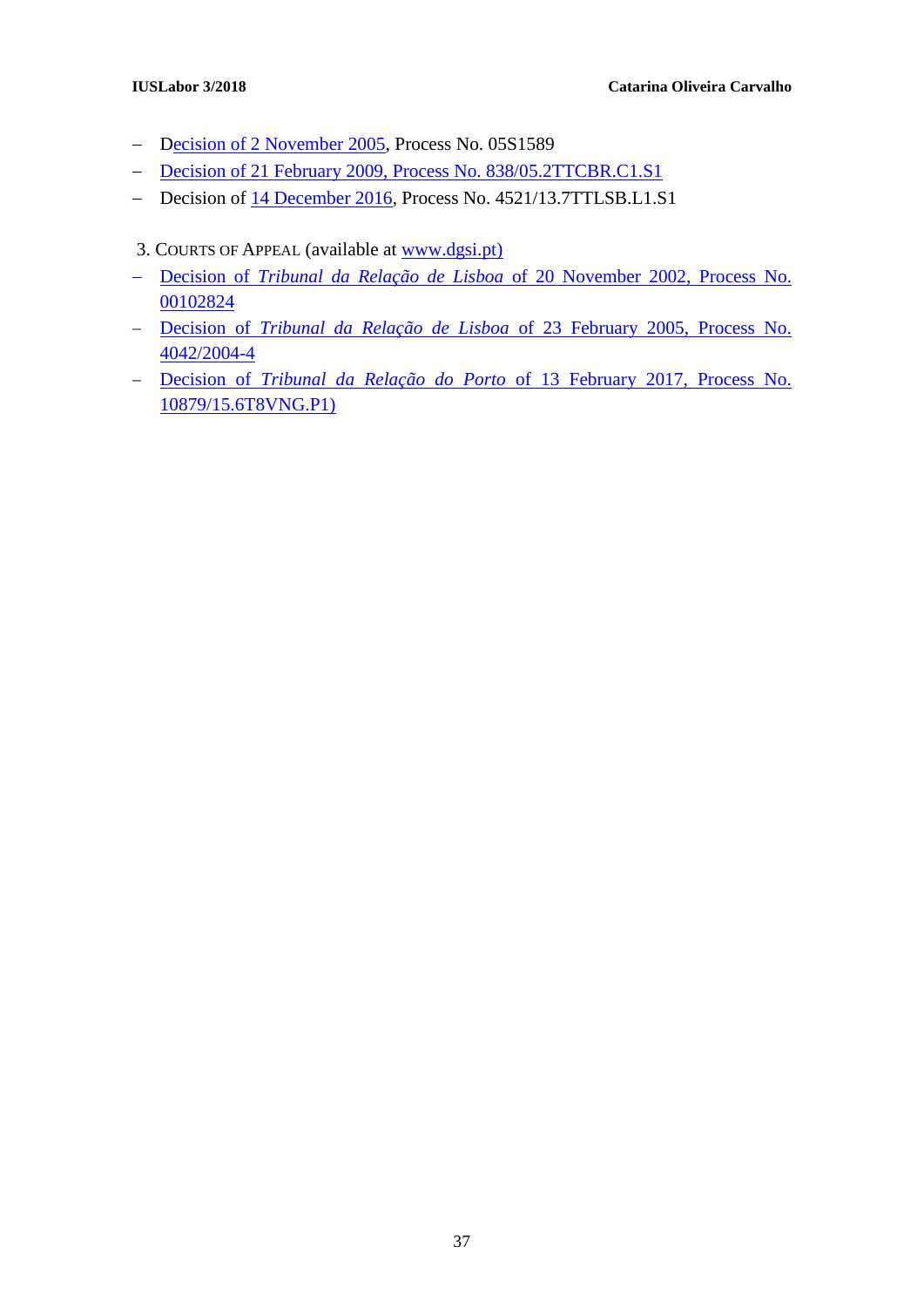- Decision of 2 November 2005, Process No. 05S1589
- Decision of 21 February 2009, Process No. 838/05.2TTCBR.C1.S1
- Decision of 14 December 2016, Process No. 4521/13.7TTLSB.L1.S1

3. Courts of Appeal (available at www.dgsi.pt)

- Decision of *Tribunal da Relação de Lisboa* of 20 November 2002, Process No. 00102824
- Decision of *Tribunal da Relação de Lisboa* of 23 February 2005, Process No. 4042/2004-4
- Decision of *Tribunal da Relação do Porto* of 13 February 2017, Process No. 10879/15.6T8VNG.P1)